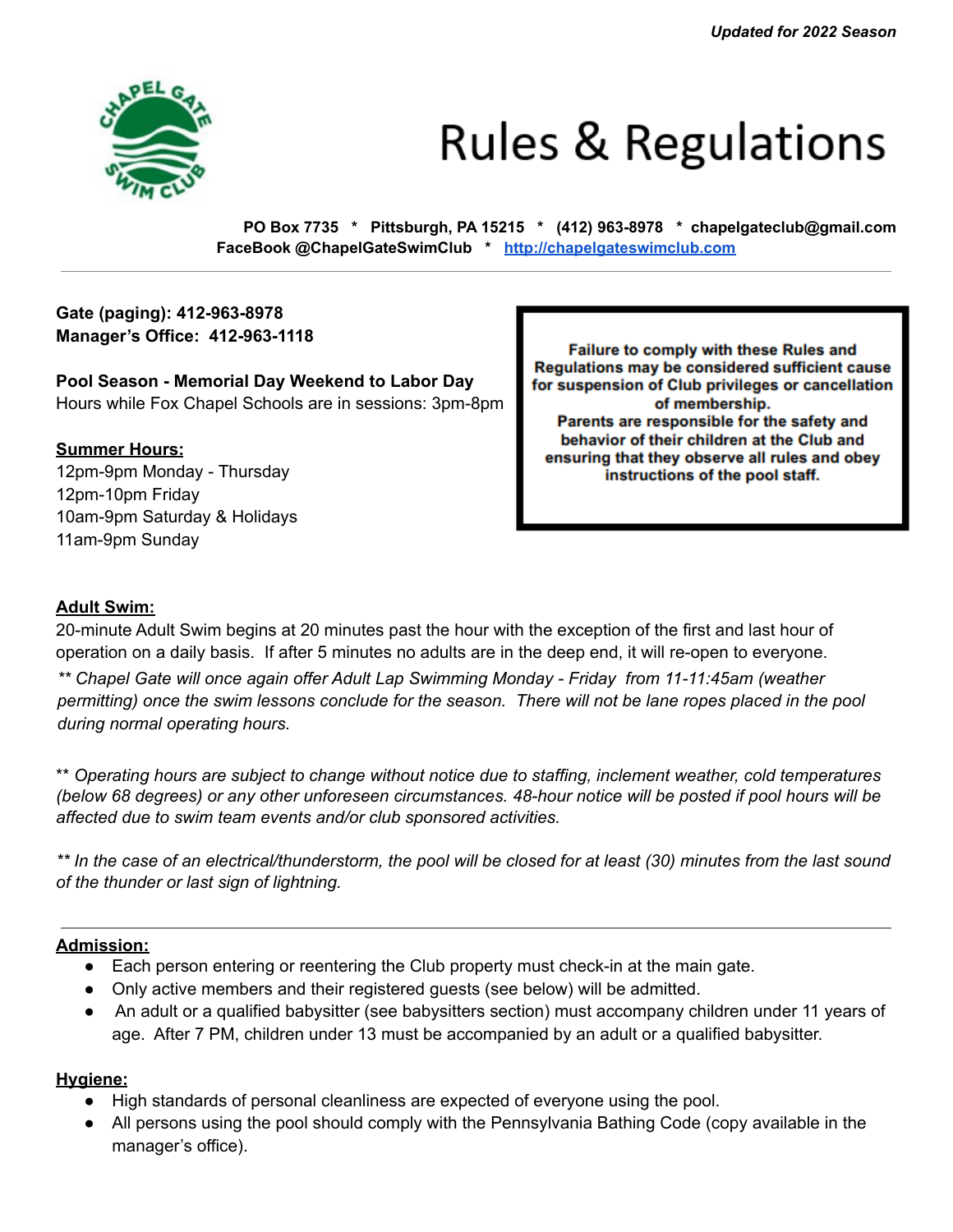*Updated for 2022 Season*

# Rules & Regulations

**PO Box 7735 * Pittsburgh, PA 15215 * (412) 963-8978 * chapelgateclub@gmail.com**
**FaceBook @ChapelGateSwimClub * [http://chapelgateswimclub.com](http://chapelgateswimclub.com)**

---

**Gate (paging): 412-963-8978**
**Manager's Office: 412-963-1118**

**Pool Season - Memorial Day Weekend to Labor Day**
Hours while Fox Chapel Schools are in sessions: 3pm-8pm

**Summer Hours:**
12pm-9pm Monday - Thursday
12pm-10pm Friday
10am-9pm Saturday & Holidays
11am-9pm Sunday

> **Failure to comply with these Rules and Regulations may be considered sufficient cause for suspension of Club privileges or cancellation of membership.**
> **Parents are responsible for the safety and behavior of their children at the Club and ensuring that they observe all rules and obey instructions of the pool staff.**

**Adult Swim:**
20-minute Adult Swim begins at 20 minutes past the hour with the exception of the first and last hour of operation on a daily basis. If after 5 minutes no adults are in the deep end, it will re-open to everyone.
*** Chapel Gate will once again offer Adult Lap Swimming Monday - Friday from 11-11:45am (weather permitting) once the swim lessons conclude for the season. There will not be lane ropes placed in the pool during normal operating hours.*

** *Operating hours are subject to change without notice due to staffing, inclement weather, cold temperatures (below 68 degrees) or any other unforeseen circumstances. 48-hour notice will be posted if pool hours will be affected due to swim team events and/or club sponsored activities.*

** *In the case of an electrical/thunderstorm, the pool will be closed for at least (30) minutes from the last sound of the thunder or last sign of lightning.*

---

**Admission:**
- Each person entering or reentering the Club property must check-in at the main gate.
- Only active members and their registered guests (see below) will be admitted.
- An adult or a qualified babysitter (see babysitters section) must accompany children under 11 years of age. After 7 PM, children under 13 must be accompanied by an adult or a qualified babysitter.

**Hygiene:**
- High standards of personal cleanliness are expected of everyone using the pool.
- All persons using the pool should comply with the Pennsylvania Bathing Code (copy available in the manager's office).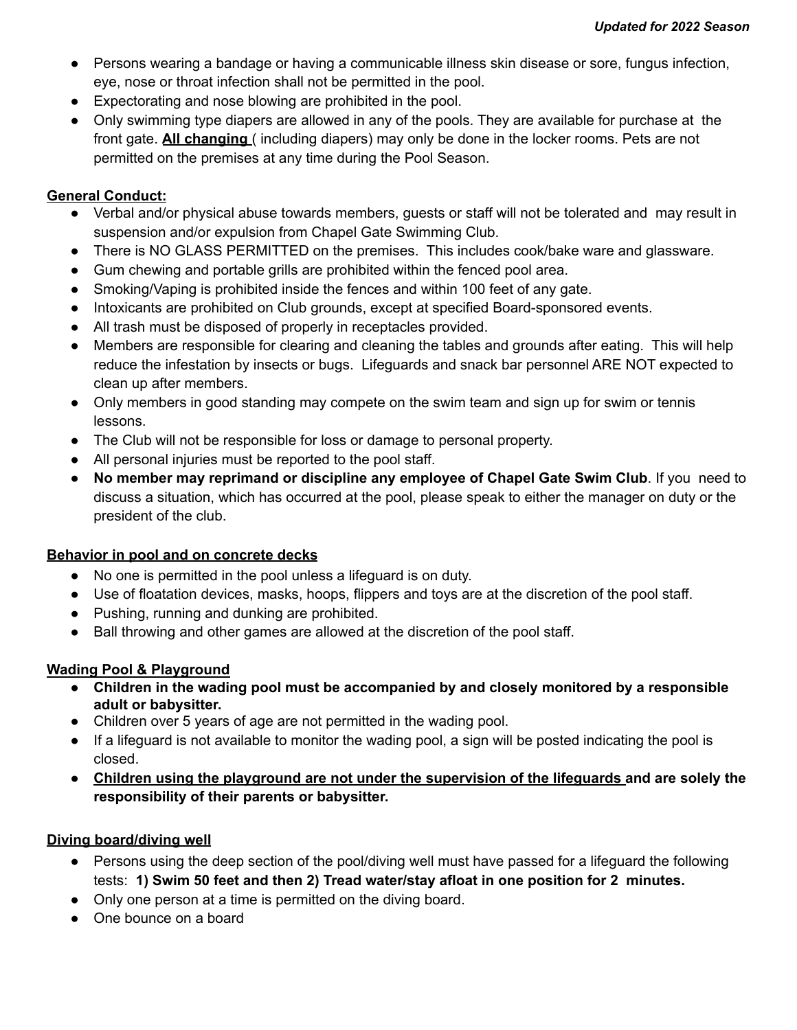- Persons wearing a bandage or having a communicable illness skin disease or sore, fungus infection, eye, nose or throat infection shall not be permitted in the pool.
- Expectorating and nose blowing are prohibited in the pool.
- Only swimming type diapers are allowed in any of the pools. They are available for purchase at the front gate. **All changing** ( including diapers) may only be done in the locker rooms. Pets are not permitted on the premises at any time during the Pool Season.

**General Conduct:**

- Verbal and/or physical abuse towards members, guests or staff will not be tolerated and may result in suspension and/or expulsion from Chapel Gate Swimming Club.
- There is NO GLASS PERMITTED on the premises. This includes cook/bake ware and glassware.
- Gum chewing and portable grills are prohibited within the fenced pool area.
- Smoking/Vaping is prohibited inside the fences and within 100 feet of any gate.
- Intoxicants are prohibited on Club grounds, except at specified Board-sponsored events.
- All trash must be disposed of properly in receptacles provided.
- Members are responsible for clearing and cleaning the tables and grounds after eating. This will help reduce the infestation by insects or bugs. Lifeguards and snack bar personnel ARE NOT expected to clean up after members.
- Only members in good standing may compete on the swim team and sign up for swim or tennis lessons.
- The Club will not be responsible for loss or damage to personal property.
- All personal injuries must be reported to the pool staff.
- **No member may reprimand or discipline any employee of Chapel Gate Swim Club**. If you need to discuss a situation, which has occurred at the pool, please speak to either the manager on duty or the president of the club.

**Behavior in pool and on concrete decks**

- No one is permitted in the pool unless a lifeguard is on duty.
- Use of floatation devices, masks, hoops, flippers and toys are at the discretion of the pool staff.
- Pushing, running and dunking are prohibited.
- Ball throwing and other games are allowed at the discretion of the pool staff.

**Wading Pool & Playground**

- **Children in the wading pool must be accompanied by and closely monitored by a responsible adult or babysitter.**
- Children over 5 years of age are not permitted in the wading pool.
- If a lifeguard is not available to monitor the wading pool, a sign will be posted indicating the pool is closed.
- **Children using the playground are not under the supervision of the lifeguards and are solely the responsibility of their parents or babysitter.**

**Diving board/diving well**

- Persons using the deep section of the pool/diving well must have passed for a lifeguard the following tests: **1) Swim 50 feet and then 2) Tread water/stay afloat in one position for 2 minutes.**
- Only one person at a time is permitted on the diving board.
- One bounce on a board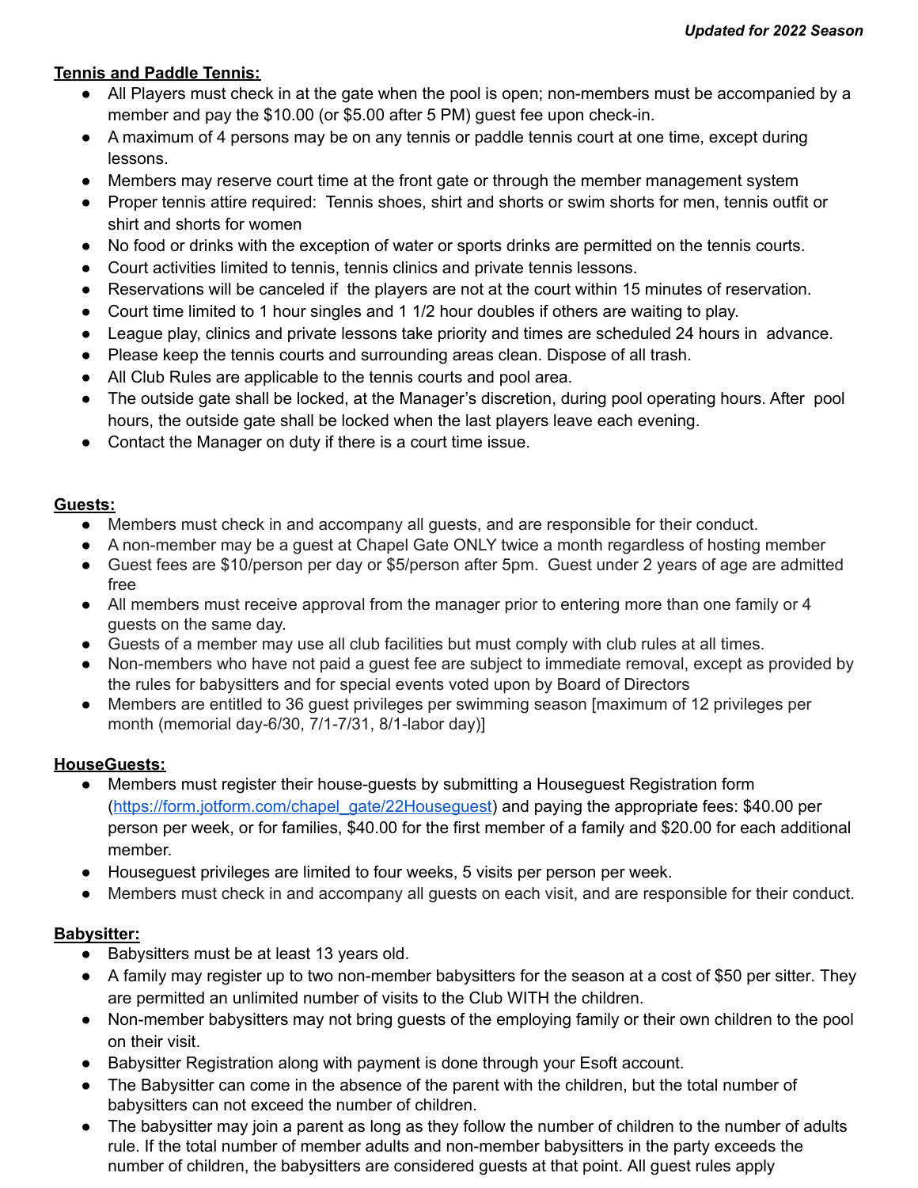***Updated for 2022 Season***

**Tennis and Paddle Tennis:**

- All Players must check in at the gate when the pool is open; non-members must be accompanied by a member and pay the $10.00 (or $5.00 after 5 PM) guest fee upon check-in.
- A maximum of 4 persons may be on any tennis or paddle tennis court at one time, except during lessons.
- Members may reserve court time at the front gate or through the member management system
- Proper tennis attire required: Tennis shoes, shirt and shorts or swim shorts for men, tennis outfit or shirt and shorts for women
- No food or drinks with the exception of water or sports drinks are permitted on the tennis courts.
- Court activities limited to tennis, tennis clinics and private tennis lessons.
- Reservations will be canceled if the players are not at the court within 15 minutes of reservation.
- Court time limited to 1 hour singles and 1 1/2 hour doubles if others are waiting to play.
- League play, clinics and private lessons take priority and times are scheduled 24 hours in advance.
- Please keep the tennis courts and surrounding areas clean. Dispose of all trash.
- All Club Rules are applicable to the tennis courts and pool area.
- The outside gate shall be locked, at the Manager's discretion, during pool operating hours. After pool hours, the outside gate shall be locked when the last players leave each evening.
- Contact the Manager on duty if there is a court time issue.

**Guests:**

- Members must check in and accompany all guests, and are responsible for their conduct.
- A non-member may be a guest at Chapel Gate ONLY twice a month regardless of hosting member
- Guest fees are $10/person per day or $5/person after 5pm. Guest under 2 years of age are admitted free
- All members must receive approval from the manager prior to entering more than one family or 4 guests on the same day.
- Guests of a member may use all club facilities but must comply with club rules at all times.
- Non-members who have not paid a guest fee are subject to immediate removal, except as provided by the rules for babysitters and for special events voted upon by Board of Directors
- Members are entitled to 36 guest privileges per swimming season [maximum of 12 privileges per month (memorial day-6/30, 7/1-7/31, 8/1-labor day)]

**HouseGuests:**

- Members must register their house-guests by submitting a Houseguest Registration form ([https://form.jotform.com/chapel_gate/22Houseguest](https://form.jotform.com/chapel_gate/22Houseguest)) and paying the appropriate fees: $40.00 per person per week, or for families, $40.00 for the first member of a family and $20.00 for each additional member.
- Houseguest privileges are limited to four weeks, 5 visits per person per week.
- Members must check in and accompany all guests on each visit, and are responsible for their conduct.

**Babysitter:**

- Babysitters must be at least 13 years old.
- A family may register up to two non-member babysitters for the season at a cost of $50 per sitter. They are permitted an unlimited number of visits to the Club WITH the children.
- Non-member babysitters may not bring guests of the employing family or their own children to the pool on their visit.
- Babysitter Registration along with payment is done through your Esoft account.
- The Babysitter can come in the absence of the parent with the children, but the total number of babysitters can not exceed the number of children.
- The babysitter may join a parent as long as they follow the number of children to the number of adults rule. If the total number of member adults and non-member babysitters in the party exceeds the number of children, the babysitters are considered guests at that point. All guest rules apply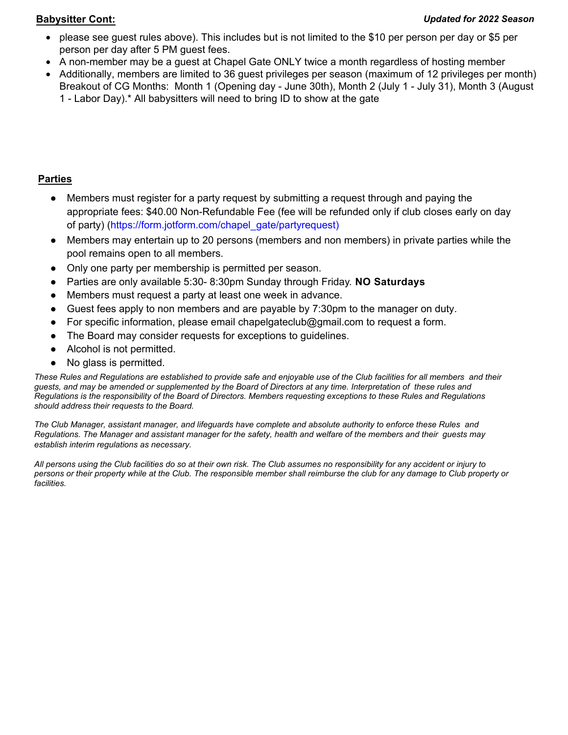## Babysitter Cont:

- please see guest rules above). This includes but is not limited to the $10 per person per day or $5 per person per day after 5 PM guest fees.
- A non-member may be a guest at Chapel Gate ONLY twice a month regardless of hosting member
- Additionally, members are limited to 36 guest privileges per season (maximum of 12 privileges per month) Breakout of CG Months: Month 1 (Opening day - June 30th), Month 2 (July 1 - July 31), Month 3 (August 1 - Labor Day).* All babysitters will need to bring ID to show at the gate

## Parties

- Members must register for a party request by submitting a request through and paying the appropriate fees: $40.00 Non-Refundable Fee (fee will be refunded only if club closes early on day of party) (https://form.jotform.com/chapel_gate/partyrequest)
- Members may entertain up to 20 persons (members and non members) in private parties while the pool remains open to all members.
- Only one party per membership is permitted per season.
- Parties are only available 5:30- 8:30pm Sunday through Friday. **NO Saturdays**
- Members must request a party at least one week in advance.
- Guest fees apply to non members and are payable by 7:30pm to the manager on duty.
- For specific information, please email chapelgateclub@gmail.com to request a form.
- The Board may consider requests for exceptions to guidelines.
- Alcohol is not permitted.
- No glass is permitted.

*These Rules and Regulations are established to provide safe and enjoyable use of the Club facilities for all members and their guests, and may be amended or supplemented by the Board of Directors at any time. Interpretation of these rules and Regulations is the responsibility of the Board of Directors. Members requesting exceptions to these Rules and Regulations should address their requests to the Board.*

*The Club Manager, assistant manager, and lifeguards have complete and absolute authority to enforce these Rules and Regulations. The Manager and assistant manager for the safety, health and welfare of the members and their guests may establish interim regulations as necessary.*

*All persons using the Club facilities do so at their own risk. The Club assumes no responsibility for any accident or injury to persons or their property while at the Club. The responsible member shall reimburse the club for any damage to Club property or facilities.*